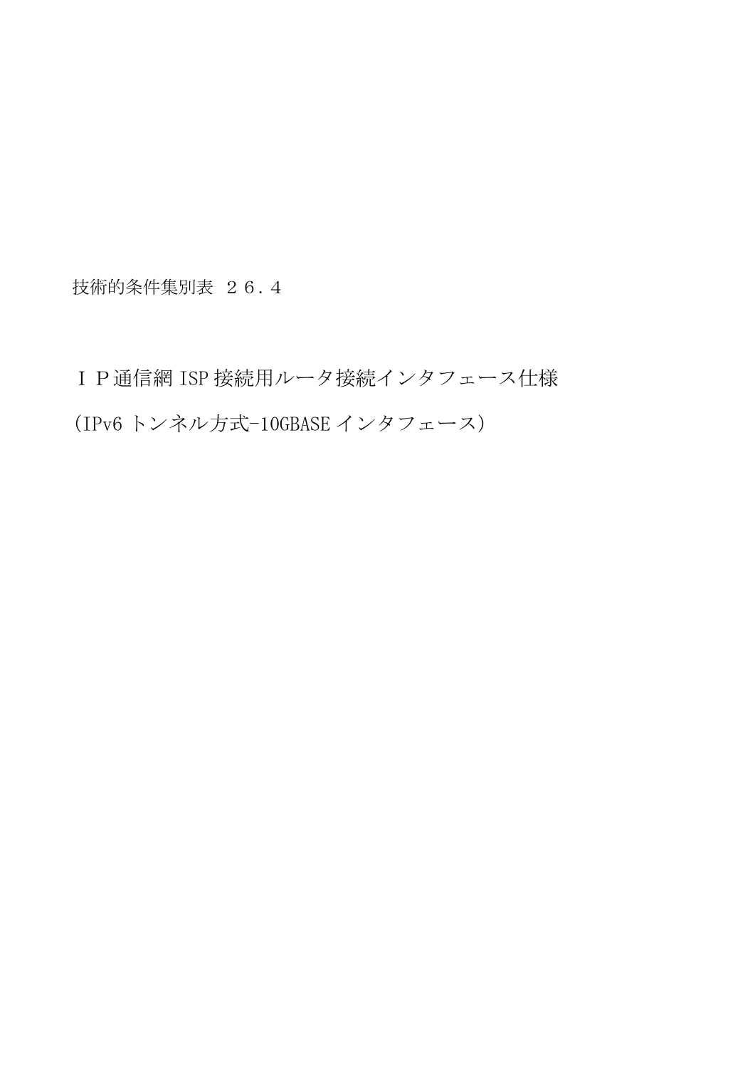技術的条件集別表　２６．４

# ＩＰ通信網 ISP 接続用ルータ接続インタフェース仕様

# (IPv6 トンネル方式-10GBASE インタフェース)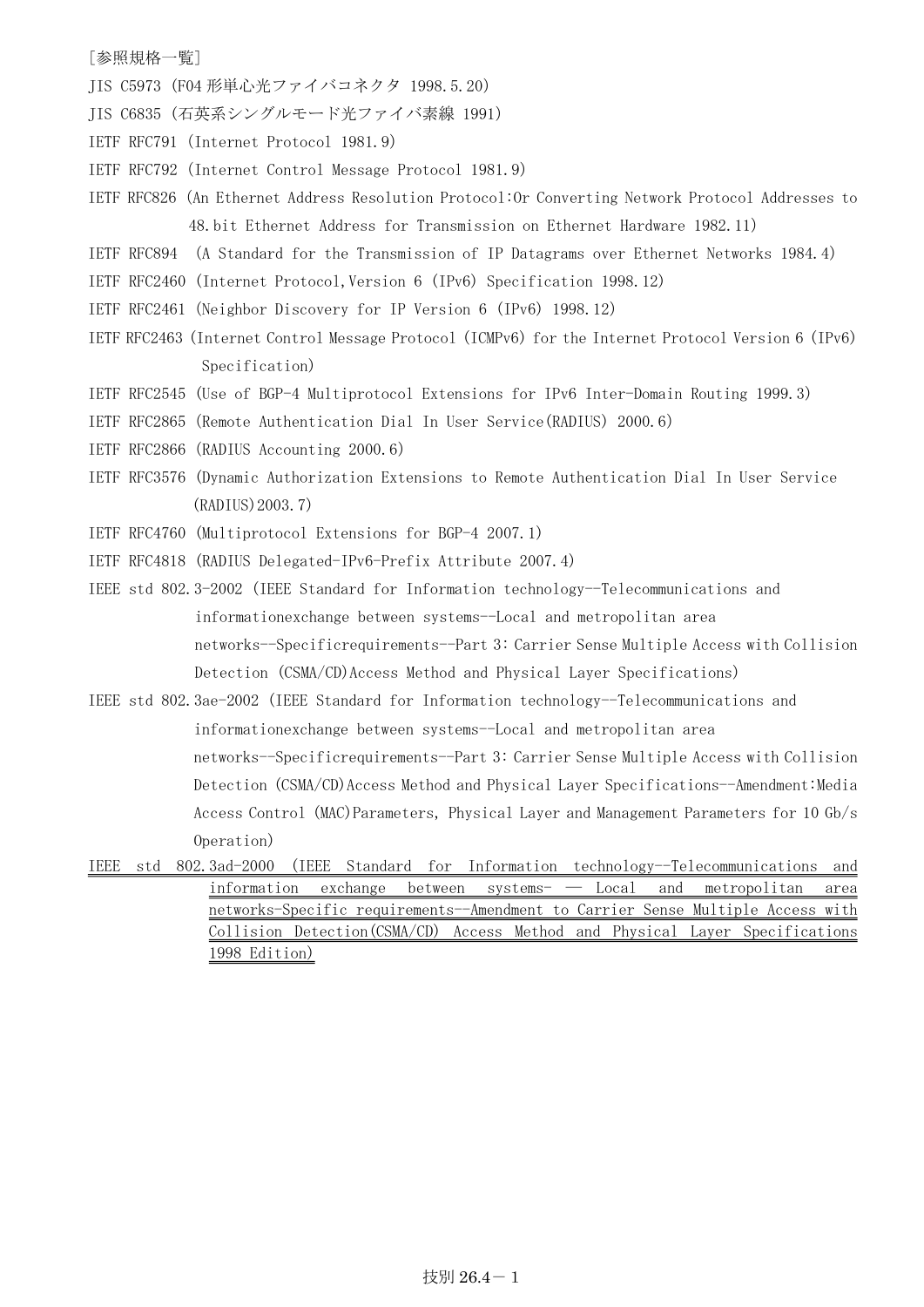[参照規格一覧]

JIS C5973 (F04形単心光ファイバコネクタ 1998.5.20)

JIS C6835 (石英系シングルモード光ファイバ素線 1991)

IETF RFC791 (Internet Protocol 1981.9)

IETF RFC792 (Internet Control Message Protocol 1981.9)

IETF RFC826 (An Ethernet Address Resolution Protocol:Or Converting Network Protocol Addresses to 48.bit Ethernet Address for Transmission on Ethernet Hardware 1982.11)

IETF RFC894 (A Standard for the Transmission of IP Datagrams over Ethernet Networks 1984.4)

IETF RFC2460 (Internet Protocol,Version 6 (IPv6) Specification 1998.12)

IETF RFC2461 (Neighbor Discovery for IP Version 6 (IPv6) 1998.12)

IETF RFC2463 (Internet Control Message Protocol (ICMPv6) for the Internet Protocol Version 6 (IPv6) Specification)

IETF RFC2545 (Use of BGP-4 Multiprotocol Extensions for IPv6 Inter-Domain Routing 1999.3)

IETF RFC2865 (Remote Authentication Dial In User Service(RADIUS) 2000.6)

IETF RFC2866 (RADIUS Accounting 2000.6)

IETF RFC3576 (Dynamic Authorization Extensions to Remote Authentication Dial In User Service (RADIUS)2003.7)

IETF RFC4760 (Multiprotocol Extensions for BGP-4 2007.1)

IETF RFC4818 (RADIUS Delegated-IPv6-Prefix Attribute 2007.4)

IEEE std 802.3-2002 (IEEE Standard for Information technology--Telecommunications and informationexchange between systems--Local and metropolitan area networks--Specificrequirements--Part 3: Carrier Sense Multiple Access with Collision Detection (CSMA/CD)Access Method and Physical Layer Specifications)

IEEE std 802.3ae-2002 (IEEE Standard for Information technology--Telecommunications and informationexchange between systems--Local and metropolitan area networks--Specificrequirements--Part 3: Carrier Sense Multiple Access with Collision Detection (CSMA/CD)Access Method and Physical Layer Specifications--Amendment:Media Access Control (MAC)Parameters, Physical Layer and Management Parameters for 10 Gb/s Operation)

IEEE std 802.3ad-2000 (IEEE Standard for Information technology--Telecommunications and information exchange between systems- ― Local and metropolitan area networks-Specific requirements--Amendment to Carrier Sense Multiple Access with Collision Detection(CSMA/CD) Access Method and Physical Layer Specifications 1998 Edition)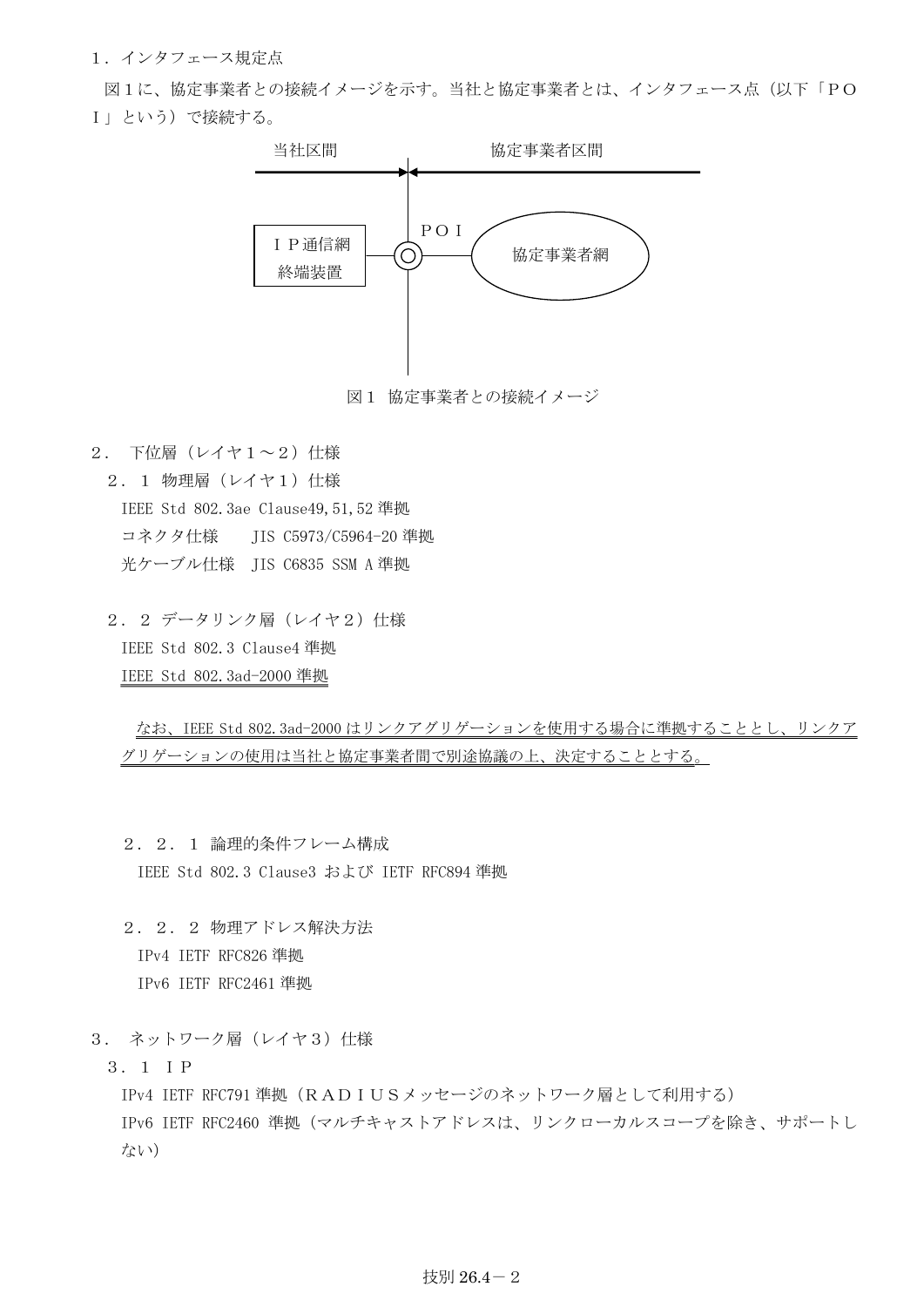## １．インタフェース規定点

図１に、協定事業者との接続イメージを示す。当社と協定事業者とは、インタフェース点（以下「ＰＯＩ」という）で接続する。

当社区間　　協定事業者区間

ＰＯＩ

ＩＰ通信網終端装置　　協定事業者網

図１　協定事業者との接続イメージ

## ２．下位層（レイヤ１～２）仕様

### ２．１ 物理層（レイヤ１）仕様

IEEE Std 802.3ae Clause49,51,52 準拠

コネクタ仕様　JIS C5973/C5964-20 準拠

光ケーブル仕様　JIS C6835 SSM A 準拠

### ２．２ データリンク層（レイヤ２）仕様

IEEE Std 802.3 Clause4 準拠

IEEE Std 802.3ad-2000 準拠

なお、IEEE Std 802.3ad-2000 はリンクアグリゲーションを使用する場合に準拠することとし、リンクアグリゲーションの使用は当社と協定事業者間で別途協議の上、決定することとする。

#### ２．２．１ 論理的条件フレーム構成

IEEE Std 802.3 Clause3 および IETF RFC894 準拠

#### ２．２．２ 物理アドレス解決方法

IPv4 IETF RFC826 準拠

IPv6 IETF RFC2461 準拠

## ３．ネットワーク層（レイヤ３）仕様

### ３．１ ＩＰ

IPv4 IETF RFC791 準拠（ＲＡＤＩＵＳメッセージのネットワーク層として利用する）

IPv6 IETF RFC2460 準拠（マルチキャストアドレスは、リンクローカルスコープを除き、サポートしない）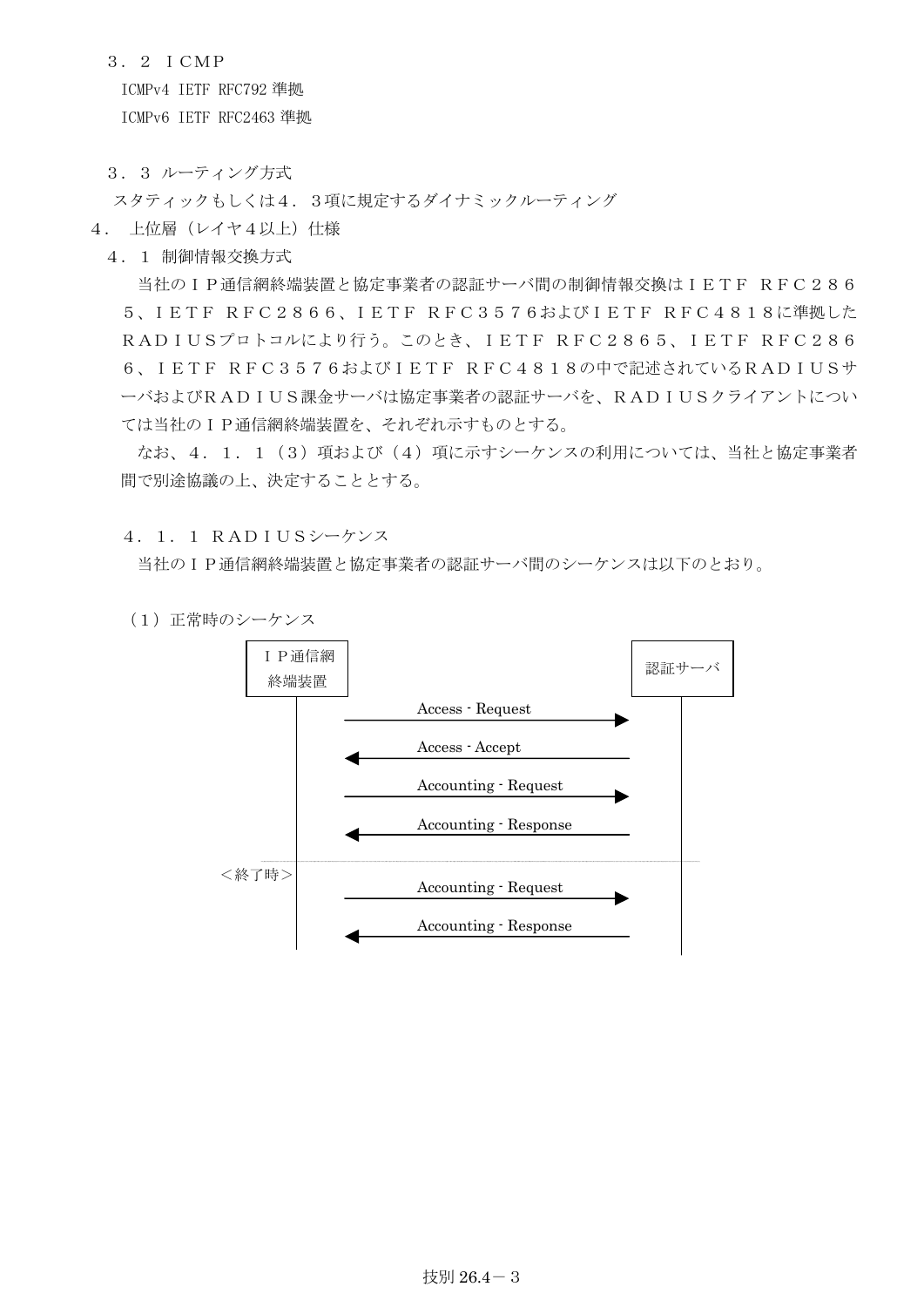３．２ ＩＣＭＰ

ICMPv4 IETF RFC792 準拠

ICMPv6 IETF RFC2463 準拠

３．３ ルーティング方式

スタティックもしくは４．３項に規定するダイナミックルーティング

## ４． 上位層（レイヤ４以上）仕様

### ４．１ 制御情報交換方式

当社のＩＰ通信網終端装置と協定事業者の認証サーバ間の制御情報交換はＩＥＴＦ ＲＦＣ２８６５、ＩＥＴＦ ＲＦＣ２８６６、ＩＥＴＦ ＲＦＣ３５７６およびＩＥＴＦ ＲＦＣ４８１８に準拠したＲＡＤＩＵＳプロトコルにより行う。このとき、ＩＥＴＦ ＲＦＣ２８６５、ＩＥＴＦ ＲＦＣ２８６６、ＩＥＴＦ ＲＦＣ３５７６およびＩＥＴＦ ＲＦＣ４８１８の中で記述されているＲＡＤＩＵＳサーバおよびＲＡＤＩＵＳ課金サーバは協定事業者の認証サーバを、ＲＡＤＩＵＳクライアントについては当社のＩＰ通信網終端装置を、それぞれ示すものとする。

なお、４．１．１（３）項および（４）項に示すシーケンスの利用については、当社と協定事業者間で別途協議の上、決定することとする。

#### ４．１．１ ＲＡＤＩＵＳシーケンス

当社のＩＰ通信網終端装置と協定事業者の認証サーバ間のシーケンスは以下のとおり。

（１）正常時のシーケンス

| ＩＰ通信網終端装置 | | 認証サーバ |
|---|---|---|
| | Access - Request → | |
| | ← Access - Accept | |
| | Accounting - Request → | |
| | ← Accounting - Response | |
| ＜終了時＞ | | |
| | Accounting - Request → | |
| | ← Accounting - Response | |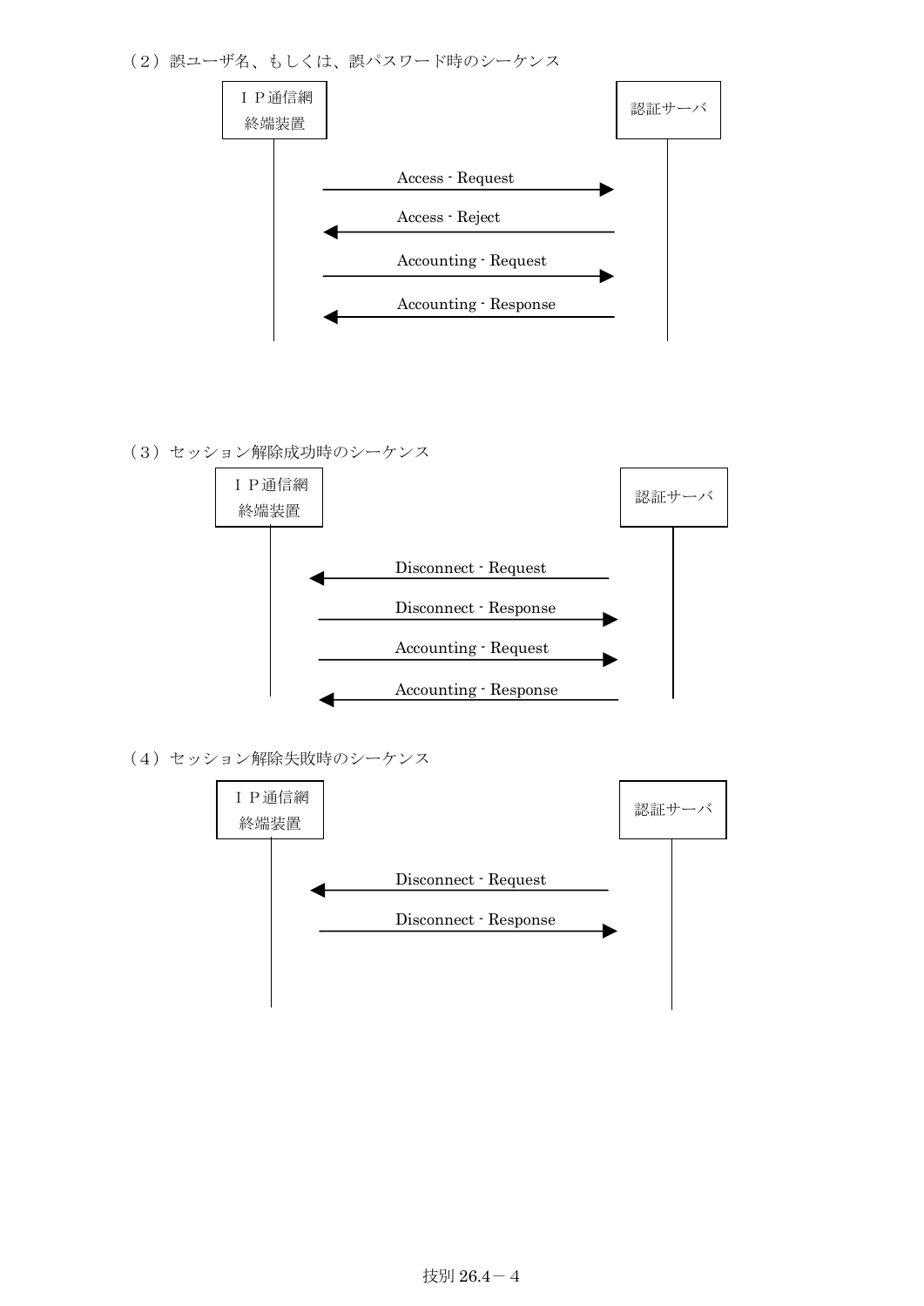（２）誤ユーザ名、もしくは、誤パスワード時のシーケンス

| ＩＰ通信網終端装置 | 方向 | 認証サーバ |
| --- | --- | --- |
| | Access - Request → | |
| | ← Access - Reject | |
| | Accounting - Request → | |
| | ← Accounting - Response | |

（３）セッション解除成功時のシーケンス

| ＩＰ通信網終端装置 | 方向 | 認証サーバ |
| --- | --- | --- |
| | ← Disconnect - Request | |
| | Disconnect - Response → | |
| | Accounting - Request → | |
| | ← Accounting - Response | |

（４）セッション解除失敗時のシーケンス

| ＩＰ通信網終端装置 | 方向 | 認証サーバ |
| --- | --- | --- |
| | ← Disconnect - Request | |
| | Disconnect - Response → | |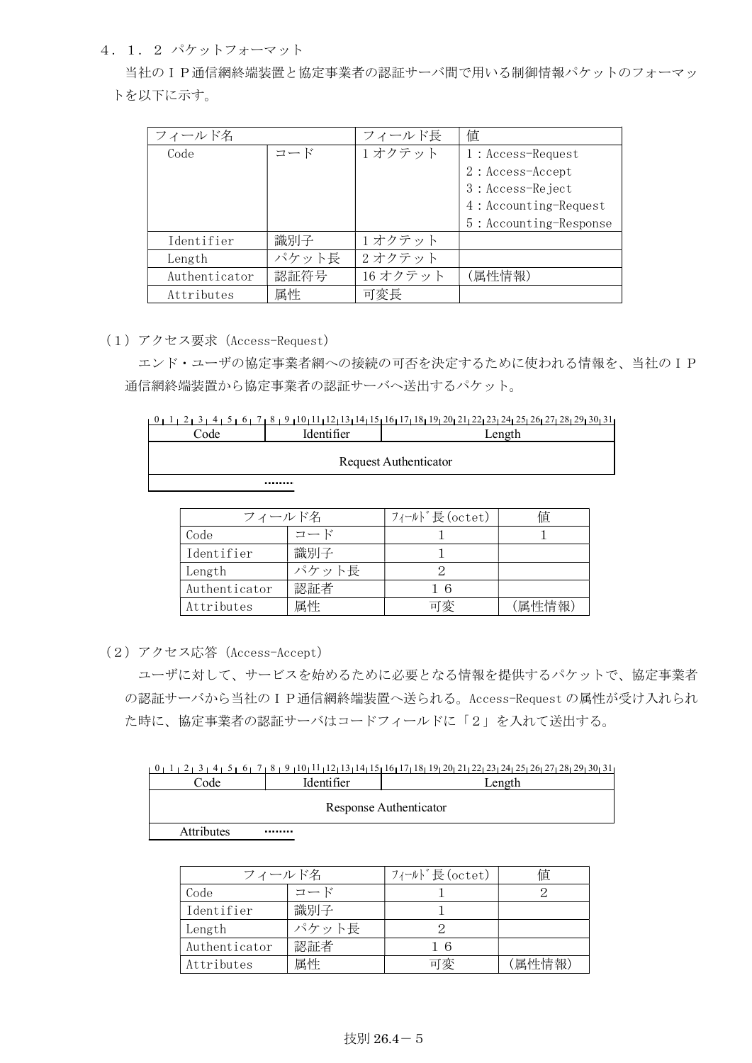### ４．１．２ パケットフォーマット

当社のＩＰ通信網終端装置と協定事業者の認証サーバ間で用いる制御情報パケットのフォーマットを以下に示す。

| フィールド名 | | フィールド長 | 値 |
|---|---|---|---|
| Code | コード | 1オクテット | 1：Access-Request<br>2：Access-Accept<br>3：Access-Reject<br>4：Accounting-Request<br>5：Accounting-Response |
| Identifier | 識別子 | 1オクテット | |
| Length | パケット長 | 2オクテット | |
| Authenticator | 認証符号 | 16オクテット | (属性情報) |
| Attributes | 属性 | 可変長 | |

（１）アクセス要求（Access-Request）

エンド・ユーザの協定事業者網への接続の可否を決定するために使われる情報を、当社のＩＰ通信網終端装置から協定事業者の認証サーバへ送出するパケット。

```
 0  1  2  3  4  5  6  7  8  9 10 11 12 13 14 15 16 17 18 19 20 21 22 23 24 25 26 27 28 29 30 31
|         Code          |      Identifier       |                    Length                     |
|                                Request Authenticator                                          |
|        ........                                |
```

| フィールド名 | | ﾌｨｰﾙﾄﾞ長(octet) | 値 |
|---|---|---|---|
| Code | コード | 1 | 1 |
| Identifier | 識別子 | 1 | |
| Length | パケット長 | 2 | |
| Authenticator | 認証者 | １６ | |
| Attributes | 属性 | 可変 | (属性情報) |

（２）アクセス応答（Access-Accept）

ユーザに対して、サービスを始めるために必要となる情報を提供するパケットで、協定事業者の認証サーバから当社のＩＰ通信網終端装置へ送られる。Access-Request の属性が受け入れられた時に、協定事業者の認証サーバはコードフィールドに「２」を入れて送出する。

```
 0  1  2  3  4  5  6  7  8  9 10 11 12 13 14 15 16 17 18 19 20 21 22 23 24 25 26 27 28 29 30 31
|         Code          |      Identifier       |                    Length                     |
|                                Response Authenticator                                         |
|   Attributes  ........                         |
```

| フィールド名 | | ﾌｨｰﾙﾄﾞ長(octet) | 値 |
|---|---|---|---|
| Code | コード | 1 | 2 |
| Identifier | 識別子 | 1 | |
| Length | パケット長 | 2 | |
| Authenticator | 認証者 | １６ | |
| Attributes | 属性 | 可変 | (属性情報) |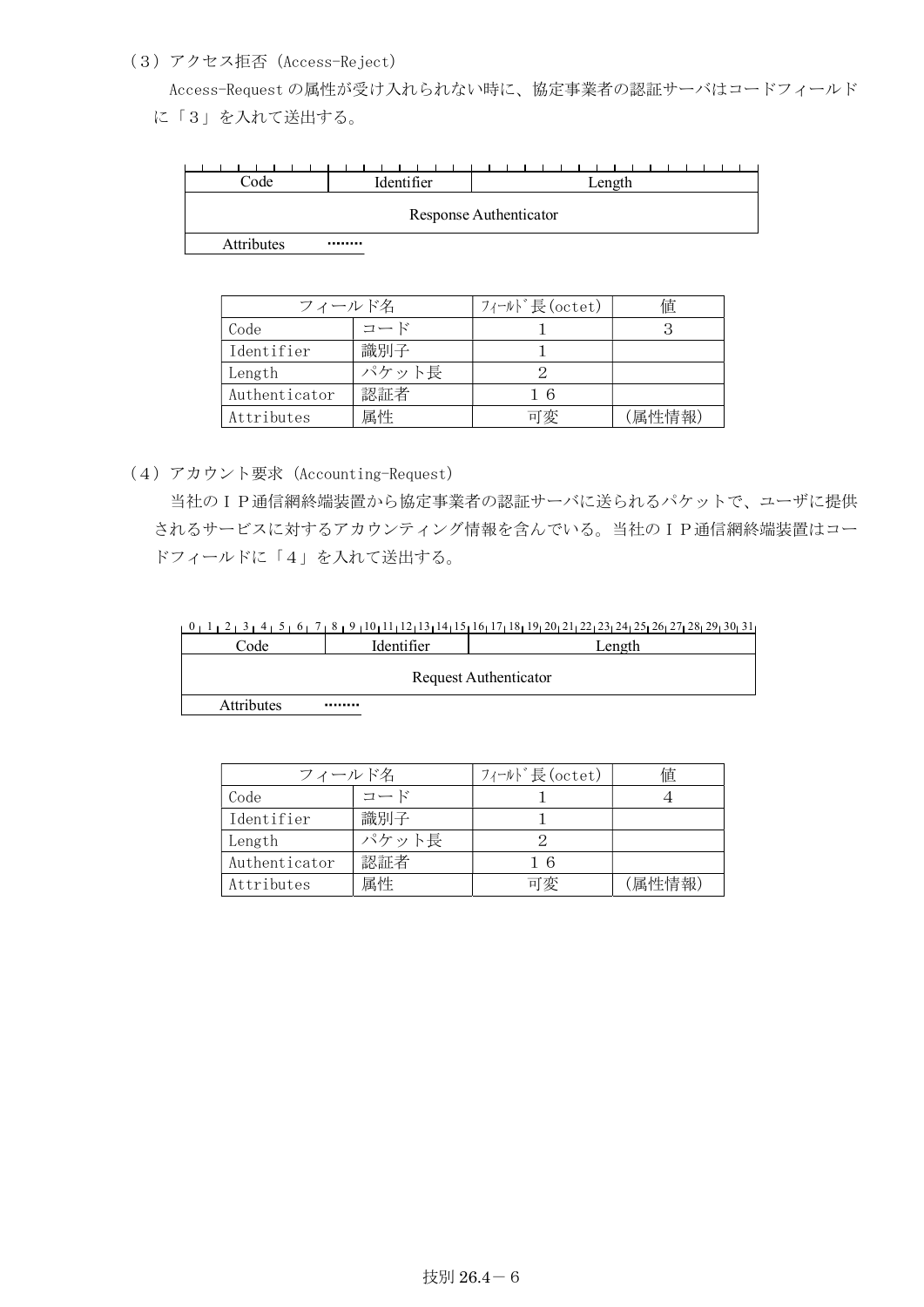（３）アクセス拒否（Access-Reject）

Access-Request の属性が受け入れられない時に、協定事業者の認証サーバはコードフィールドに「３」を入れて送出する。

| Code | Identifier | Length |
|---|---|---|
| Response Authenticator | | |
| Attributes ········ | | |

| フィールド名 | | ﾌｨｰﾙﾄﾞ長(octet) | 値 |
|---|---|---|---|
| Code | コード | １ | ３ |
| Identifier | 識別子 | １ | |
| Length | パケット長 | ２ | |
| Authenticator | 認証者 | １６ | |
| Attributes | 属性 | 可変 | (属性情報) |

（４）アカウント要求（Accounting-Request）

当社のＩＰ通信網終端装置から協定事業者の認証サーバに送られるパケットで、ユーザに提供されるサービスに対するアカウンティング情報を含んでいる。当社のＩＰ通信網終端装置はコードフィールドに「４」を入れて送出する。

0 1 2 3 4 5 6 7 8 9 10 11 12 13 14 15 16 17 18 19 20 21 22 23 24 25 26 27 28 29 30 31

| Code | Identifier | Length |
|---|---|---|
| Request Authenticator | | |
| Attributes ········ | | |

| フィールド名 | | ﾌｨｰﾙﾄﾞ長(octet) | 値 |
|---|---|---|---|
| Code | コード | １ | ４ |
| Identifier | 識別子 | １ | |
| Length | パケット長 | ２ | |
| Authenticator | 認証者 | １６ | |
| Attributes | 属性 | 可変 | (属性情報) |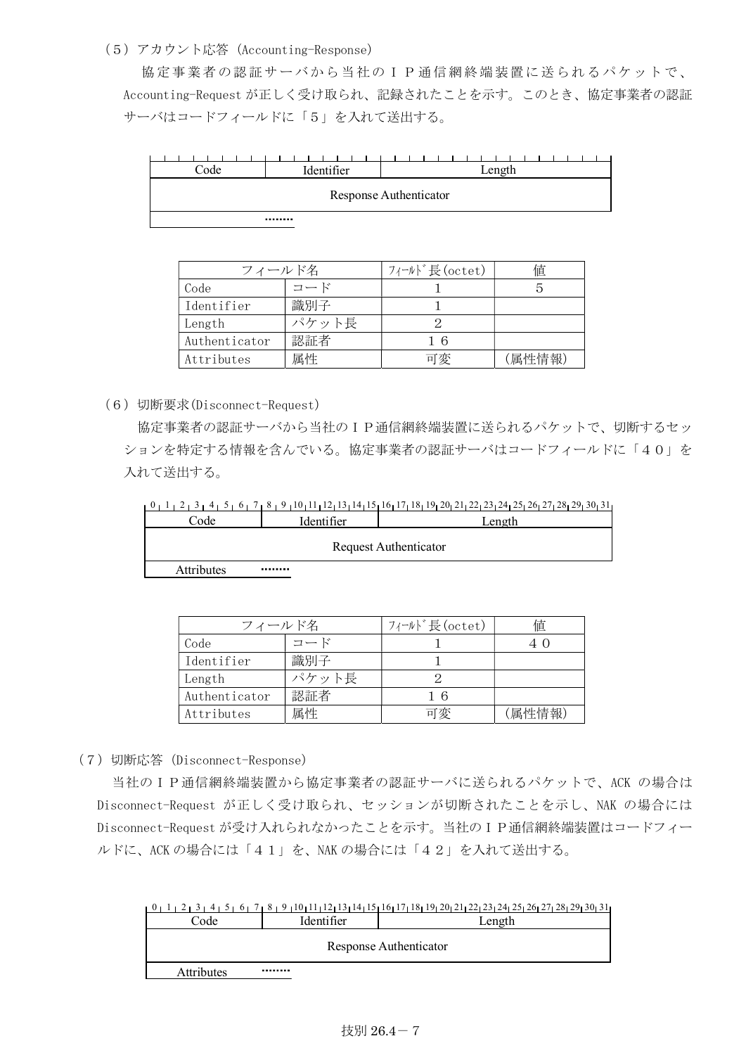（5）アカウント応答 (Accounting-Response)

協定事業者の認証サーバから当社のＩＰ通信網終端装置に送られるパケットで、Accounting-Request が正しく受け取られ、記録されたことを示す。このとき、協定事業者の認証サーバはコードフィールドに「５」を入れて送出する。

| Code | Identifier | Length |
|---|---|---|
| Response Authenticator | | |
| ........ | | |

| フィールド名 | | ﾌｨｰﾙﾄﾞ長(octet) | 値 |
|---|---|---|---|
| Code | コード | 1 | 5 |
| Identifier | 識別子 | 1 | |
| Length | パケット長 | 2 | |
| Authenticator | 認証者 | １６ | |
| Attributes | 属性 | 可変 | (属性情報) |

（６）切断要求(Disconnect-Request)

協定事業者の認証サーバから当社のＩＰ通信網終端装置に送られるパケットで、切断するセッションを特定する情報を含んでいる。協定事業者の認証サーバはコードフィールドに「４０」を入れて送出する。

| Code (0–7) | Identifier (8–15) | Length (16–31) |
|---|---|---|
| Request Authenticator | | |
| Attributes ........ | | |

| フィールド名 | | ﾌｨｰﾙﾄﾞ長(octet) | 値 |
|---|---|---|---|
| Code | コード | 1 | ４０ |
| Identifier | 識別子 | 1 | |
| Length | パケット長 | 2 | |
| Authenticator | 認証者 | １６ | |
| Attributes | 属性 | 可変 | (属性情報) |

（７）切断応答 (Disconnect-Response)

当社のＩＰ通信網終端装置から協定事業者の認証サーバに送られるパケットで、ACK の場合は Disconnect-Request が正しく受け取られ、セッションが切断されたことを示し、NAK の場合には Disconnect-Request が受け入れられなかったことを示す。当社のＩＰ通信網終端装置はコードフィールドに、ACK の場合には「４１」を、NAK の場合には「４２」を入れて送出する。

| Code (0–7) | Identifier (8–15) | Length (16–31) |
|---|---|---|
| Response Authenticator | | |
| Attributes ........ | | |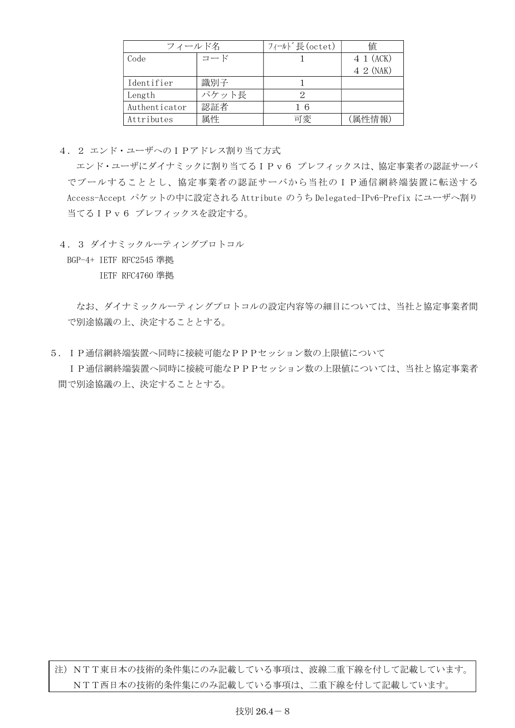| フィールド名 | | ﾌｨｰﾙﾄﾞ長(octet) | 値 |
|---|---|---|---|
| Code | コード | 1 | ４１(ACK)<br>４２(NAK) |
| Identifier | 識別子 | 1 | |
| Length | パケット長 | 2 | |
| Authenticator | 認証者 | １６ | |
| Attributes | 属性 | 可変 | (属性情報) |

４．２ エンド・ユーザへのＩＰアドレス割り当て方式

エンド・ユーザにダイナミックに割り当てるＩＰｖ６ プレフィックスは、協定事業者の認証サーバでプールすることとし、協定事業者の認証サーバから当社のＩＰ通信網終端装置に転送するAccess-Accept パケットの中に設定される Attribute のうち Delegated-IPv6-Prefix にユーザへ割り当てるＩＰｖ６ プレフィックスを設定する。

４．３ ダイナミックルーティングプロトコル

BGP-4+ IETF RFC2545 準拠
IETF RFC4760 準拠

なお、ダイナミックルーティングプロトコルの設定内容等の細目については、当社と協定事業者間で別途協議の上、決定することとする。

５．ＩＰ通信網終端装置へ同時に接続可能なＰＰＰセッション数の上限値について

ＩＰ通信網終端装置へ同時に接続可能なＰＰＰセッション数の上限値については、当社と協定事業者間で別途協議の上、決定することとする。

注）ＮＴＴ東日本の技術的条件集にのみ記載している事項は、波線二重下線を付して記載しています。
ＮＴＴ西日本の技術的条件集にのみ記載している事項は、二重下線を付して記載しています。

技別 26.4－８